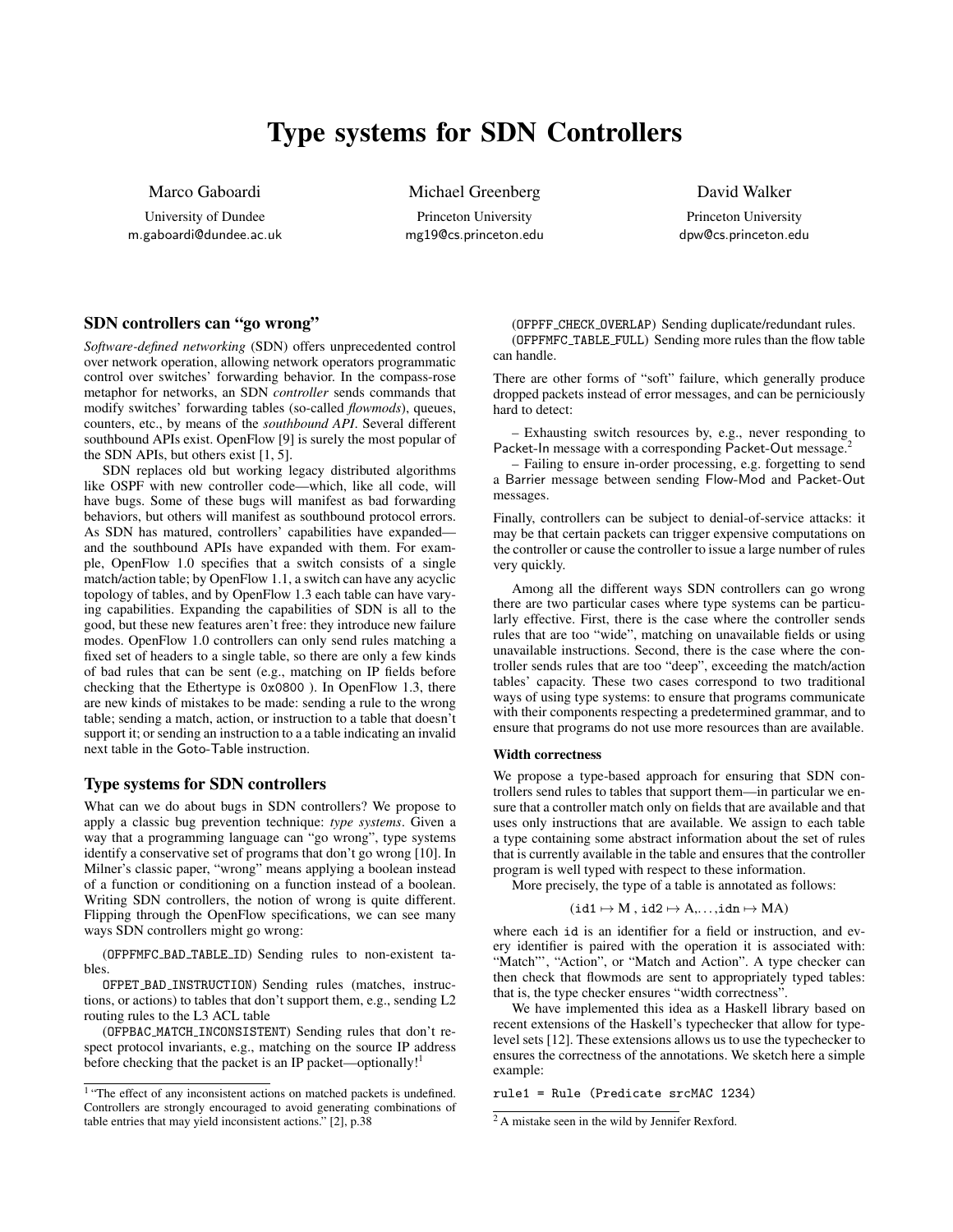# Type systems for SDN Controllers

Marco Gaboardi
University of Dundee
m.gaboardi@dundee.ac.uk

Michael Greenberg
Princeton University
mg19@cs.princeton.edu

David Walker
Princeton University
dpw@cs.princeton.edu

## SDN controllers can "go wrong"

*Software-defined networking* (SDN) offers unprecedented control over network operation, allowing network operators programmatic control over switches' forwarding behavior. In the compass-rose metaphor for networks, an SDN *controller* sends commands that modify switches' forwarding tables (so-called *flowmods*), queues, counters, etc., by means of the *southbound API*. Several different southbound APIs exist. OpenFlow [9] is surely the most popular of the SDN APIs, but others exist [1, 5].

SDN replaces old but working legacy distributed algorithms like OSPF with new controller code—which, like all code, will have bugs. Some of these bugs will manifest as bad forwarding behaviors, but others will manifest as southbound protocol errors. As SDN has matured, controllers' capabilities have expanded—and the southbound APIs have expanded with them. For example, OpenFlow 1.0 specifies that a switch consists of a single match/action table; by OpenFlow 1.1, a switch can have any acyclic topology of tables, and by OpenFlow 1.3 each table can have varying capabilities. Expanding the capabilities of SDN is all to the good, but these new features aren't free: they introduce new failure modes. OpenFlow 1.0 controllers can only send rules matching a fixed set of headers to a single table, so there are only a few kinds of bad rules that can be sent (e.g., matching on IP fields before checking that the Ethertype is `0x0800` ). In OpenFlow 1.3, there are new kinds of mistakes to be made: sending a rule to the wrong table; sending a match, action, or instruction to a table that doesn't support it; or sending an instruction to a a table indicating an invalid next table in the Goto-Table instruction.

## Type systems for SDN controllers

What can we do about bugs in SDN controllers? We propose to apply a classic bug prevention technique: *type systems*. Given a way that a programming language can "go wrong", type systems identify a conservative set of programs that don't go wrong [10]. In Milner's classic paper, "wrong" means applying a boolean instead of a function or conditioning on a function instead of a boolean. Writing SDN controllers, the notion of wrong is quite different. Flipping through the OpenFlow specifications, we can see many ways SDN controllers might go wrong:

(`OFPMFC_BAD_TABLE_ID`) Sending rules to non-existent tables.

`OFPET_BAD_INSTRUCTION`) Sending rules (matches, instructions, or actions) to tables that don't support them, e.g., sending L2 routing rules to the L3 ACL table

(`OFPBAC_MATCH_INCONSISTENT`) Sending rules that don't respect protocol invariants, e.g., matching on the source IP address before checking that the packet is an IP packet—optionally![1]

(`OFPFF_CHECK_OVERLAP`) Sending duplicate/redundant rules.

(`OFPFMFC_TABLE_FULL`) Sending more rules than the flow table can handle.

There are other forms of "soft" failure, which generally produce dropped packets instead of error messages, and can be perniciously hard to detect:

– Exhausting switch resources by, e.g., never responding to Packet-In message with a corresponding Packet-Out message.[2]

– Failing to ensure in-order processing, e.g. forgetting to send a Barrier message between sending Flow-Mod and Packet-Out messages.

Finally, controllers can be subject to denial-of-service attacks: it may be that certain packets can trigger expensive computations on the controller or cause the controller to issue a large number of rules very quickly.

Among all the different ways SDN controllers can go wrong there are two particular cases where type systems can be particularly effective. First, there is the case where the controller sends rules that are too "wide", matching on unavailable fields or using unavailable instructions. Second, there is the case where the controller sends rules that are too "deep", exceeding the match/action tables' capacity. These two cases correspond to two traditional ways of using type systems: to ensure that programs communicate with their components respecting a predetermined grammar, and to ensure that programs do not use more resources than are available.

### Width correctness

We propose a type-based approach for ensuring that SDN controllers send rules to tables that support them—in particular we ensure that a controller match only on fields that are available and that uses only instructions that are available. We assign to each table a type containing some abstract information about the set of rules that is currently available in the table and ensures that the controller program is well typed with respect to these information.

More precisely, the type of a table is annotated as follows:

$$(\texttt{id1} \mapsto \mathrm{M}\ ,\ \texttt{id2} \mapsto \mathrm{A}, \ldots, \texttt{idn} \mapsto \mathrm{MA})$$

where each `id` is an identifier for a field or instruction, and every identifier is paired with the operation it is associated with: "Match"', "Action", or "Match and Action". A type checker can then check that flowmods are sent to appropriately typed tables: that is, the type checker ensures "width correctness".

We have implemented this idea as a Haskell library based on recent extensions of the Haskell's typechecker that allow for type-level sets [12]. These extensions allows us to use the typechecker to ensures the correctness of the annotations. We sketch here a simple example:

```
rule1 = Rule (Predicate srcMAC 1234)
```

[1] "The effect of any inconsistent actions on matched packets is undefined. Controllers are strongly encouraged to avoid generating combinations of table entries that may yield inconsistent actions." [2], p.38

[2] A mistake seen in the wild by Jennifer Rexford.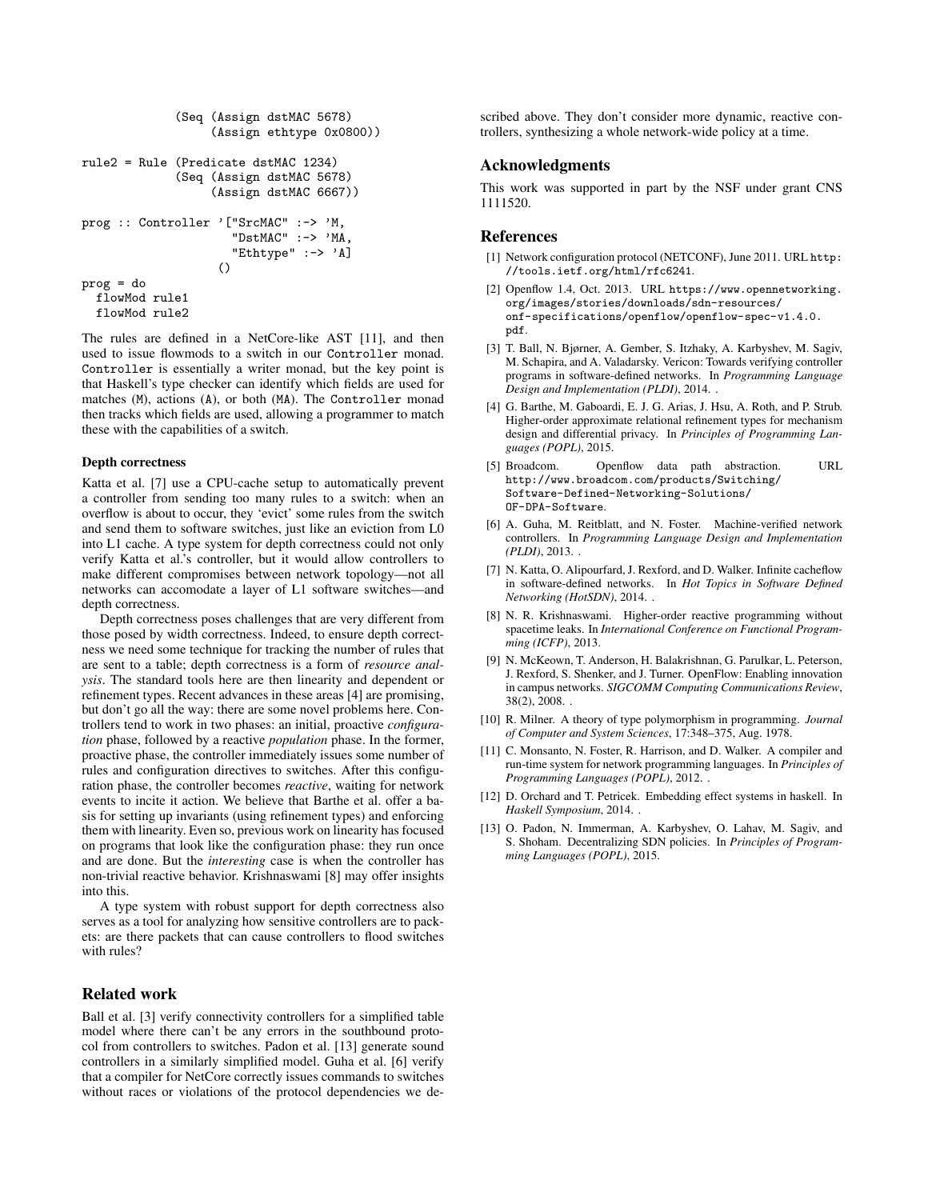```
              (Seq (Assign dstMAC 5678)
                   (Assign ethtype 0x0800))

rule2 = Rule (Predicate dstMAC 1234)
              (Seq (Assign dstMAC 5678)
                   (Assign dstMAC 6667))

prog :: Controller '["SrcMAC" :-> 'M,
                     "DstMAC" :-> 'MA,
                     "Ethtype" :-> 'A]
                    ()
prog = do
  flowMod rule1
  flowMod rule2
```

The rules are defined in a NetCore-like AST [11], and then used to issue flowmods to a switch in our `Controller` monad. `Controller` is essentially a writer monad, but the key point is that Haskell's type checker can identify which fields are used for matches (`M`), actions (`A`), or both (`MA`). The `Controller` monad then tracks which fields are used, allowing a programmer to match these with the capabilities of a switch.

#### Depth correctness

Katta et al. [7] use a CPU-cache setup to automatically prevent a controller from sending too many rules to a switch: when an overflow is about to occur, they 'evict' some rules from the switch and send them to software switches, just like an eviction from L0 into L1 cache. A type system for depth correctness could not only verify Katta et al.'s controller, but it would allow controllers to make different compromises between network topology—not all networks can accomodate a layer of L1 software switches—and depth correctness.

Depth correctness poses challenges that are very different from those posed by width correctness. Indeed, to ensure depth correctness we need some technique for tracking the number of rules that are sent to a table; depth correctness is a form of *resource analysis*. The standard tools here are then linearity and dependent or refinement types. Recent advances in these areas [4] are promising, but don't go all the way: there are some novel problems here. Controllers tend to work in two phases: an initial, proactive *configuration* phase, followed by a reactive *population* phase. In the former, proactive phase, the controller immediately issues some number of rules and configuration directives to switches. After this configuration phase, the controller becomes *reactive*, waiting for network events to incite it action. We believe that Barthe et al. offer a basis for setting up invariants (using refinement types) and enforcing them with linearity. Even so, previous work on linearity has focused on programs that look like the configuration phase: they run once and are done. But the *interesting* case is when the controller has non-trivial reactive behavior. Krishnaswami [8] may offer insights into this.

A type system with robust support for depth correctness also serves as a tool for analyzing how sensitive controllers are to packets: are there packets that can cause controllers to flood switches with rules?

## Related work

Ball et al. [3] verify connectivity controllers for a simplified table model where there can't be any errors in the southbound protocol from controllers to switches. Padon et al. [13] generate sound controllers in a similarly simplified model. Guha et al. [6] verify that a compiler for NetCore correctly issues commands to switches without races or violations of the protocol dependencies we described above. They don't consider more dynamic, reactive controllers, synthesizing a whole network-wide policy at a time.

## Acknowledgments

This work was supported in part by the NSF under grant CNS 1111520.

## References

[1] Network configuration protocol (NETCONF), June 2011. URL `http://tools.ietf.org/html/rfc6241`.

[2] Openflow 1.4, Oct. 2013. URL `https://www.opennetworking.org/images/stories/downloads/sdn-resources/onf-specifications/openflow/openflow-spec-v1.4.0.pdf`.

[3] T. Ball, N. Bjørner, A. Gember, S. Itzhaky, A. Karbyshev, M. Sagiv, M. Schapira, and A. Valadarsky. Vericon: Towards verifying controller programs in software-defined networks. In *Programming Language Design and Implementation (PLDI)*, 2014. .

[4] G. Barthe, M. Gaboardi, E. J. G. Arias, J. Hsu, A. Roth, and P. Strub. Higher-order approximate relational refinement types for mechanism design and differential privacy. In *Principles of Programming Languages (POPL)*, 2015.

[5] Broadcom. Openflow data path abstraction. URL `http://www.broadcom.com/products/Switching/Software-Defined-Networking-Solutions/OF-DPA-Software`.

[6] A. Guha, M. Reitblatt, and N. Foster. Machine-verified network controllers. In *Programming Language Design and Implementation (PLDI)*, 2013. .

[7] N. Katta, O. Alipourfard, J. Rexford, and D. Walker. Infinite cacheflow in software-defined networks. In *Hot Topics in Software Defined Networking (HotSDN)*, 2014. .

[8] N. R. Krishnaswami. Higher-order reactive programming without spacetime leaks. In *International Conference on Functional Programming (ICFP)*, 2013.

[9] N. McKeown, T. Anderson, H. Balakrishnan, G. Parulkar, L. Peterson, J. Rexford, S. Shenker, and J. Turner. OpenFlow: Enabling innovation in campus networks. *SIGCOMM Computing Communications Review*, 38(2), 2008. .

[10] R. Milner. A theory of type polymorphism in programming. *Journal of Computer and System Sciences*, 17:348–375, Aug. 1978.

[11] C. Monsanto, N. Foster, R. Harrison, and D. Walker. A compiler and run-time system for network programming languages. In *Principles of Programming Languages (POPL)*, 2012. .

[12] D. Orchard and T. Petricek. Embedding effect systems in haskell. In *Haskell Symposium*, 2014. .

[13] O. Padon, N. Immerman, A. Karbyshev, O. Lahav, M. Sagiv, and S. Shoham. Decentralizing SDN policies. In *Principles of Programming Languages (POPL)*, 2015.